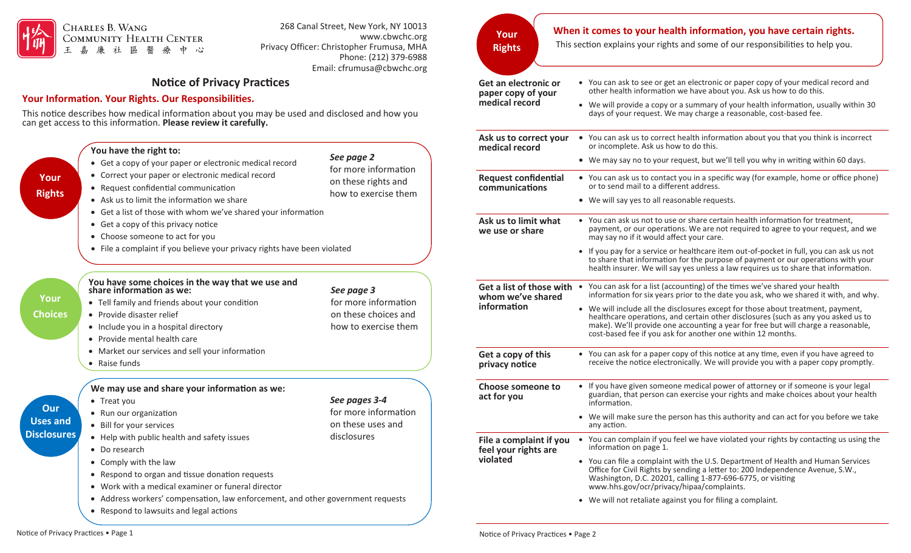Charles B. Wang Community Health Center
王嘉廉社區醫療中心

268 Canal Street, New York, NY 10013
www.cbwchc.org
Privacy Officer: Christopher Frumusa, MHA
Phone: (212) 379-6988
Email: cfrumusa@cbwchc.org

# Notice of Privacy Practices

## Your Information. Your Rights. Our Responsibilities.

This notice describes how medical information about you may be used and disclosed and how you can get access to this information. **Please review it carefully.**

### Your Rights

**You have the right to:**

- Get a copy of your paper or electronic medical record
- Correct your paper or electronic medical record
- Request confidential communication
- Ask us to limit the information we share
- Get a list of those with whom we've shared your information
- Get a copy of this privacy notice
- Choose someone to act for you
- File a complaint if you believe your privacy rights have been violated

*See page 2* for more information on these rights and how to exercise them

### Your Choices

**You have some choices in the way that we use and share information as we:**

- Tell family and friends about your condition
- Provide disaster relief
- Include you in a hospital directory
- Provide mental health care
- Market our services and sell your information
- Raise funds

*See page 3* for more information on these choices and how to exercise them

### Our Uses and Disclosures

**We may use and share your information as we:**

- Treat you
- Run our organization
- Bill for your services
- Help with public health and safety issues
- Do research
- Comply with the law
- Respond to organ and tissue donation requests
- Work with a medical examiner or funeral director
- Address workers' compensation, law enforcement, and other government requests
- Respond to lawsuits and legal actions

*See pages 3-4* for more information on these uses and disclosures

## Your Rights

**When it comes to your health information, you have certain rights.**

This section explains your rights and some of our responsibilities to help you.

**Get an electronic or paper copy of your medical record**

- You can ask to see or get an electronic or paper copy of your medical record and other health information we have about you. Ask us how to do this.
- We will provide a copy or a summary of your health information, usually within 30 days of your request. We may charge a reasonable, cost-based fee.

**Ask us to correct your medical record**

- You can ask us to correct health information about you that you think is incorrect or incomplete. Ask us how to do this.
- We may say no to your request, but we'll tell you why in writing within 60 days.

**Request confidential communications**

- You can ask us to contact you in a specific way (for example, home or office phone) or to send mail to a different address.
- We will say yes to all reasonable requests.

**Ask us to limit what we use or share**

- You can ask us not to use or share certain health information for treatment, payment, or our operations. We are not required to agree to your request, and we may say no if it would affect your care.
- If you pay for a service or healthcare item out-of-pocket in full, you can ask us not to share that information for the purpose of payment or our operations with your health insurer. We will say yes unless a law requires us to share that information.

**Get a list of those with whom we've shared information**

- You can ask for a list (accounting) of the times we've shared your health information for six years prior to the date you ask, who we shared it with, and why.
- We will include all the disclosures except for those about treatment, payment, healthcare operations, and certain other disclosures (such as any you asked us to make). We'll provide one accounting a year for free but will charge a reasonable, cost-based fee if you ask for another one within 12 months.

**Get a copy of this privacy notice**

- You can ask for a paper copy of this notice at any time, even if you have agreed to receive the notice electronically. We will provide you with a paper copy promptly.

**Choose someone to act for you**

- If you have given someone medical power of attorney or if someone is your legal guardian, that person can exercise your rights and make choices about your health information.
- We will make sure the person has this authority and can act for you before we take any action.

**File a complaint if you feel your rights are violated**

- You can complain if you feel we have violated your rights by contacting us using the information on page 1.
- You can file a complaint with the U.S. Department of Health and Human Services Office for Civil Rights by sending a letter to: 200 Independence Avenue, S.W., Washington, D.C. 20201, calling 1-877-696-6775, or visiting www.hhs.gov/ocr/privacy/hipaa/complaints.
- We will not retaliate against you for filing a complaint.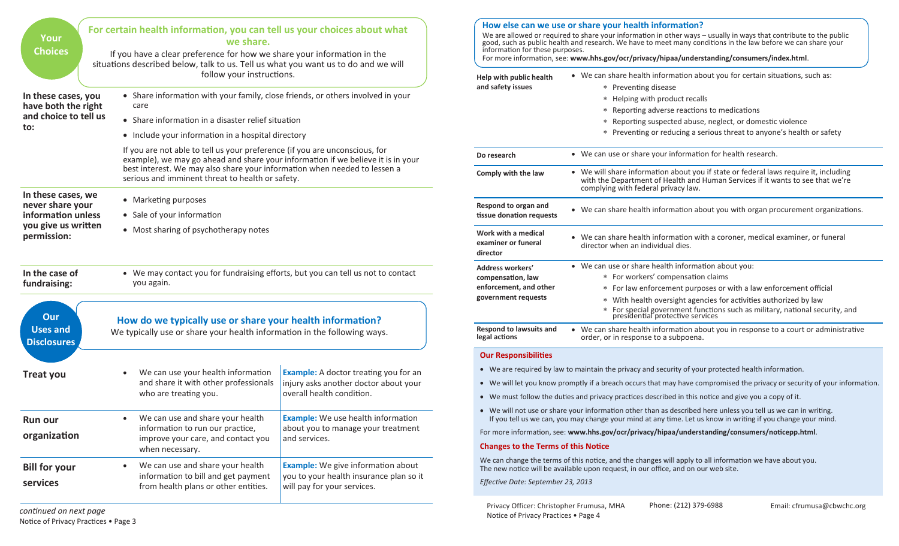## Your Choices

### For certain health information, you can tell us your choices about what we share.

If you have a clear preference for how we share your information in the situations described below, talk to us. Tell us what you want us to do and we will follow your instructions.

**In these cases, you have both the right and choice to tell us to:**

- Share information with your family, close friends, or others involved in your care
- Share information in a disaster relief situation
- Include your information in a hospital directory

If you are not able to tell us your preference (if you are unconscious, for example), we may go ahead and share your information if we believe it is in your best interest. We may also share your information when needed to lessen a serious and imminent threat to health or safety.

**In these cases, we never share your information unless you give us written permission:**

- Marketing purposes
- Sale of your information
- Most sharing of psychotherapy notes

**In the case of fundraising:**

- We may contact you for fundraising efforts, but you can tell us not to contact you again.

## Our Uses and Disclosures

### How do we typically use or share your health information?

We typically use or share your health information in the following ways.

| | | |
|---|---|---|
| **Treat you** | We can use your health information and share it with other professionals who are treating you. | **Example:** A doctor treating you for an injury asks another doctor about your overall health condition. |
| **Run our organization** | We can use and share your health information to run our practice, improve your care, and contact you when necessary. | **Example:** We use health information about you to manage your treatment and services. |
| **Bill for your services** | We can use and share your health information to bill and get payment from health plans or other entities. | **Example:** We give information about you to your health insurance plan so it will pay for your services. |

*continued on next page*

### How else can we use or share your health information?

We are allowed or required to share your information in other ways – usually in ways that contribute to the public good, such as public health and research. We have to meet many conditions in the law before we can share your information for these purposes.
For more information, see: **www.hhs.gov/ocr/privacy/hipaa/understanding/consumers/index.html**.

| | |
|---|---|
| **Help with public health and safety issues** | We can share health information about you for certain situations, such as: Preventing disease; Helping with product recalls; Reporting adverse reactions to medications; Reporting suspected abuse, neglect, or domestic violence; Preventing or reducing a serious threat to anyone's health or safety |
| **Do research** | We can use or share your information for health research. |
| **Comply with the law** | We will share information about you if state or federal laws require it, including with the Department of Health and Human Services if it wants to see that we're complying with federal privacy law. |
| **Respond to organ and tissue donation requests** | We can share health information about you with organ procurement organizations. |
| **Work with a medical examiner or funeral director** | We can share health information with a coroner, medical examiner, or funeral director when an individual dies. |
| **Address workers' compensation, law enforcement, and other government requests** | We can use or share health information about you: For workers' compensation claims; For law enforcement purposes or with a law enforcement official; With health oversight agencies for activities authorized by law; For special government functions such as military, national security, and presidential protective services |
| **Respond to lawsuits and legal actions** | We can share health information about you in response to a court or administrative order, or in response to a subpoena. |

### Our Responsibilities

- We are required by law to maintain the privacy and security of your protected health information.
- We will let you know promptly if a breach occurs that may have compromised the privacy or security of your information.
- We must follow the duties and privacy practices described in this notice and give you a copy of it.
- We will not use or share your information other than as described here unless you tell us we can in writing. If you tell us we can, you may change your mind at any time. Let us know in writing if you change your mind.

For more information, see: **www.hhs.gov/ocr/privacy/hipaa/understanding/consumers/noticepp.html**.

### Changes to the Terms of this Notice

We can change the terms of this notice, and the changes will apply to all information we have about you. The new notice will be available upon request, in our office, and on our web site.

*Effective Date: September 23, 2013*

Privacy Officer: Christopher Frumusa, MHA    Phone: (212) 379-6988    Email: cfrumusa@cbwchc.org